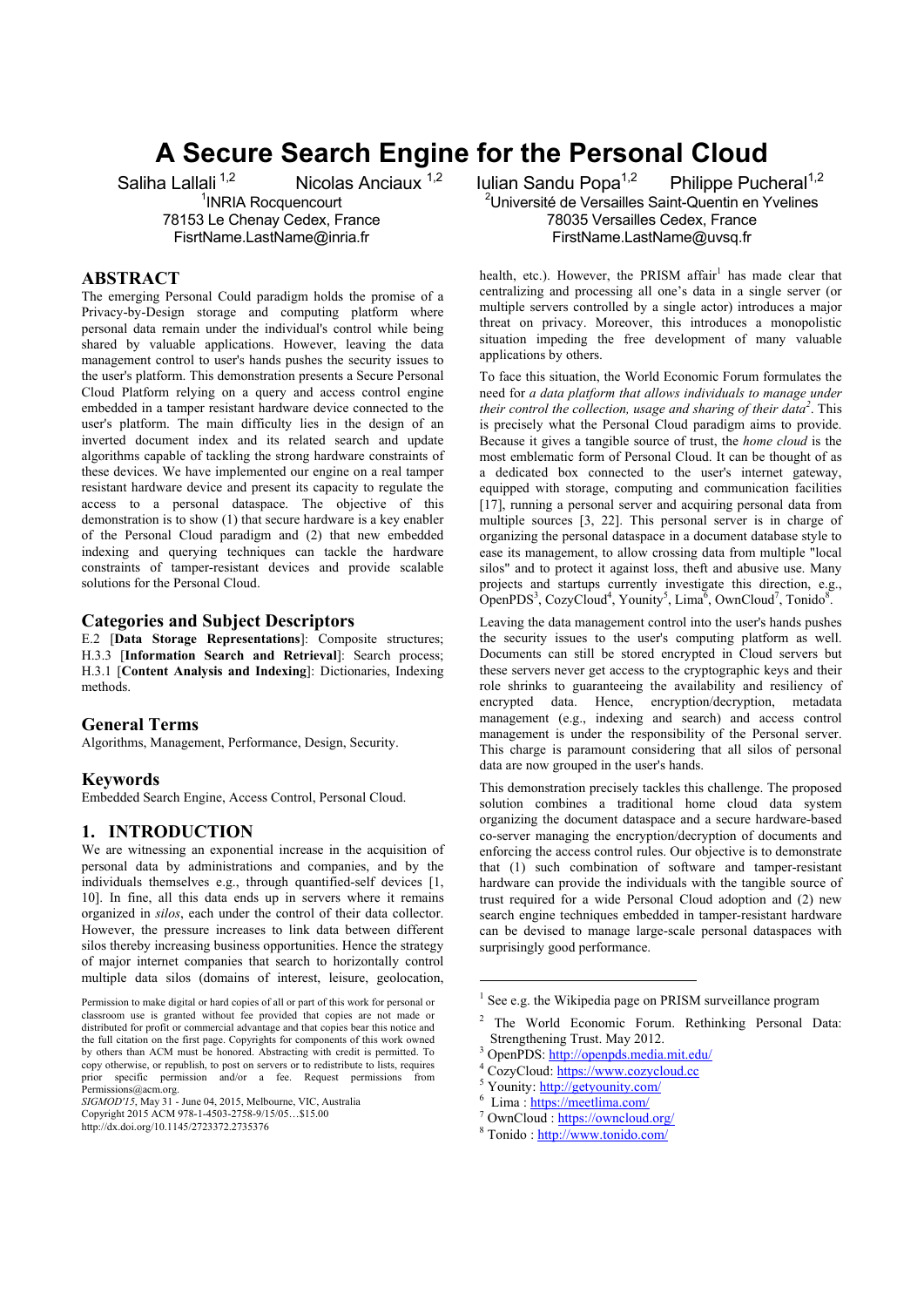# A Secure Search Engine for the Personal Cloud

Saliha Lallali [1,2] Nicolas Anciaux [1,2] Iulian Sandu Popa[1,2] Philippe Pucheral[1,2]

[1]INRIA Rocquencourt
78153 Le Chenay Cedex, France
FisrtName.LastName@inria.fr

[2]Université de Versailles Saint-Quentin en Yvelines
78035 Versailles Cedex, France
FirstName.LastName@uvsq.fr

## ABSTRACT

The emerging Personal Could paradigm holds the promise of a Privacy-by-Design storage and computing platform where personal data remain under the individual's control while being shared by valuable applications. However, leaving the data management control to user's hands pushes the security issues to the user's platform. This demonstration presents a Secure Personal Cloud Platform relying on a query and access control engine embedded in a tamper resistant hardware device connected to the user's platform. The main difficulty lies in the design of an inverted document index and its related search and update algorithms capable of tackling the strong hardware constraints of these devices. We have implemented our engine on a real tamper resistant hardware device and present its capacity to regulate the access to a personal dataspace. The objective of this demonstration is to show (1) that secure hardware is a key enabler of the Personal Cloud paradigm and (2) that new embedded indexing and querying techniques can tackle the hardware constraints of tamper-resistant devices and provide scalable solutions for the Personal Cloud.

## Categories and Subject Descriptors

E.2 [**Data Storage Representations**]: Composite structures; H.3.3 [**Information Search and Retrieval**]: Search process; H.3.1 [**Content Analysis and Indexing**]: Dictionaries, Indexing methods.

## General Terms

Algorithms, Management, Performance, Design, Security.

## Keywords

Embedded Search Engine, Access Control, Personal Cloud.

## 1. INTRODUCTION

We are witnessing an exponential increase in the acquisition of personal data by administrations and companies, and by the individuals themselves e.g., through quantified-self devices [1, 10]. In fine, all this data ends up in servers where it remains organized in *silos*, each under the control of their data collector. However, the pressure increases to link data between different silos thereby increasing business opportunities. Hence the strategy of major internet companies that search to horizontally control multiple data silos (domains of interest, leisure, geolocation, health, etc.). However, the PRISM affair[1] has made clear that centralizing and processing all one's data in a single server (or multiple servers controlled by a single actor) introduces a major threat on privacy. Moreover, this introduces a monopolistic situation impeding the free development of many valuable applications by others.

To face this situation, the World Economic Forum formulates the need for *a data platform that allows individuals to manage under their control the collection, usage and sharing of their data*[2]. This is precisely what the Personal Cloud paradigm aims to provide. Because it gives a tangible source of trust, the *home cloud* is the most emblematic form of Personal Cloud. It can be thought of as a dedicated box connected to the user's internet gateway, equipped with storage, computing and communication facilities [17], running a personal server and acquiring personal data from multiple sources [3, 22]. This personal server is in charge of organizing the personal dataspace in a document database style to ease its management, to allow crossing data from multiple "local silos" and to protect it against loss, theft and abusive use. Many projects and startups currently investigate this direction, e.g., OpenPDS[3], CozyCloud[4], Younity[5], Lima[6], OwnCloud[7], Tonido[8].

Leaving the data management control into the user's hands pushes the security issues to the user's computing platform as well. Documents can still be stored encrypted in Cloud servers but these servers never get access to the cryptographic keys and their role shrinks to guaranteeing the availability and resiliency of encrypted data. Hence, encryption/decryption, metadata management (e.g., indexing and search) and access control management is under the responsibility of the Personal server. This charge is paramount considering that all silos of personal data are now grouped in the user's hands.

This demonstration precisely tackles this challenge. The proposed solution combines a traditional home cloud data system organizing the document dataspace and a secure hardware-based co-server managing the encryption/decryption of documents and enforcing the access control rules. Our objective is to demonstrate that (1) such combination of software and tamper-resistant hardware can provide the individuals with the tangible source of trust required for a wide Personal Cloud adoption and (2) new search engine techniques embedded in tamper-resistant hardware can be devised to manage large-scale personal dataspaces with surprisingly good performance.

Permission to make digital or hard copies of all or part of this work for personal or classroom use is granted without fee provided that copies are not made or distributed for profit or commercial advantage and that copies bear this notice and the full citation on the first page. Copyrights for components of this work owned by others than ACM must be honored. Abstracting with credit is permitted. To copy otherwise, or republish, to post on servers or to redistribute to lists, requires prior specific permission and/or a fee. Request permissions from Permissions@acm.org.
*SIGMOD'15*, May 31 - June 04, 2015, Melbourne, VIC, Australia
Copyright 2015 ACM 978-1-4503-2758-9/15/05…$15.00
http://dx.doi.org/10.1145/2723372.2735376

---

[1] See e.g. the Wikipedia page on PRISM surveillance program

[2] The World Economic Forum. Rethinking Personal Data: Strengthening Trust. May 2012.

[3] OpenPDS: http://openpds.media.mit.edu/

[4] CozyCloud: https://www.cozycloud.cc

[5] Younity: http://getyounity.com/

[6] Lima : https://meetlima.com/

[7] OwnCloud : https://owncloud.org/

[8] Tonido : http://www.tonido.com/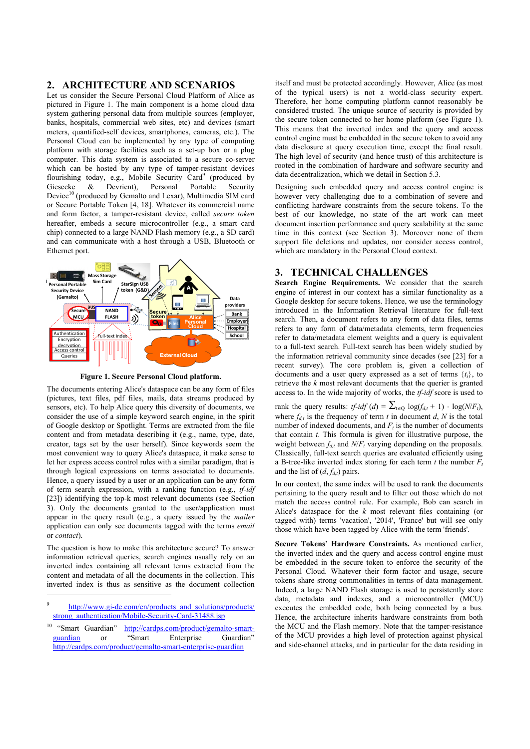## 2. ARCHITECTURE AND SCENARIOS

Let us consider the Secure Personal Cloud Platform of Alice as pictured in Figure 1. The main component is a home cloud data system gathering personal data from multiple sources (employer, banks, hospitals, commercial web sites, etc) and devices (smart meters, quantified-self devices, smartphones, cameras, etc.). The Personal Cloud can be implemented by any type of computing platform with storage facilities such as a set-up box or a plug computer. This data system is associated to a secure co-server which can be hosted by any type of tamper-resistant devices flourishing today, e.g., Mobile Security Card[9] (produced by Giesecke & Devrient), Personal Portable Security Device[10] (produced by Gemalto and Lexar), Multimedia SIM card or Secure Portable Token [4, 18]. Whatever its commercial name and form factor, a tamper-resistant device, called *secure token* hereafter, embeds a secure microcontroller (e.g., a smart card chip) connected to a large NAND Flash memory (e.g., a SD card) and can communicate with a host through a USB, Bluetooth or Ethernet port.

**Figure 1. Secure Personal Cloud platform.**

The documents entering Alice's dataspace can be any form of files (pictures, text files, pdf files, mails, data streams produced by sensors, etc). To help Alice query this diversity of documents, we consider the use of a simple keyword search engine, in the spirit of Google desktop or Spotlight. Terms are extracted from the file content and from metadata describing it (e.g., name, type, date, creator, tags set by the user herself). Since keywords seem the most convenient way to query Alice's dataspace, it make sense to let her express access control rules with a similar paradigm, that is through logical expressions on terms associated to documents. Hence, a query issued by a user or an application can be any form of term search expression, with a ranking function (e.g., *tf-idf* [23]) identifying the top-k most relevant documents (see Section 3). Only the documents granted to the user/application must appear in the query result (e.g., a query issued by the *mailer* application can only see documents tagged with the terms *email* or *contact*).

The question is how to make this architecture secure? To answer information retrieval queries, search engines usually rely on an inverted index containing all relevant terms extracted from the content and metadata of all the documents in the collection. This inverted index is thus as sensitive as the document collection itself and must be protected accordingly. However, Alice (as most of the typical users) is not a world-class security expert. Therefore, her home computing platform cannot reasonably be considered trusted. The unique source of security is provided by the secure token connected to her home platform (see Figure 1). This means that the inverted index and the query and access control engine must be embedded in the secure token to avoid any data disclosure at query execution time, except the final result. The high level of security (and hence trust) of this architecture is rooted in the combination of hardware and software security and data decentralization, which we detail in Section 5.3.

Designing such embedded query and access control engine is however very challenging due to a combination of severe and conflicting hardware constraints from the secure tokens. To the best of our knowledge, no state of the art work can meet document insertion performance and query scalability at the same time in this context (see Section 3). Moreover none of them support file deletions and updates, nor consider access control, which are mandatory in the Personal Cloud context.

## 3. TECHNICAL CHALLENGES

**Search Engine Requirements.** We consider that the search engine of interest in our context has a similar functionality as a Google desktop for secure tokens. Hence, we use the terminology introduced in the Information Retrieval literature for full-text search. Then, a document refers to any form of data files, terms refers to any form of data/metadata elements, term frequencies refer to data/metadata element weights and a query is equivalent to a full-text search. Full-text search has been widely studied by the information retrieval community since decades (see [23] for a recent survey). The core problem is, given a collection of documents and a user query expressed as a set of terms $\{t_i\}$, to retrieve the $k$ most relevant documents that the querier is granted access to. In the wide majority of works, the *tf-idf* score is used to rank the query results: $tf\text{-}idf\ (d) = \sum_{t\in Q} \log(f_{d,t} + 1) \cdot \log(N/F_t)$, where $f_{d,t}$ is the frequency of term $t$ in document $d$, $N$ is the total number of indexed documents, and $F_t$ is the number of documents that contain $t$. This formula is given for illustrative purpose, the weight between $f_{d,t}$ and $N/F_t$ varying depending on the proposals. Classically, full-text search queries are evaluated efficiently using a B-tree-like inverted index storing for each term $t$ the number $F_t$ and the list of $(d, f_{d,t})$ pairs.

In our context, the same index will be used to rank the documents pertaining to the query result and to filter out those which do not match the access control rule. For example, Bob can search in Alice's dataspace for the $k$ most relevant files containing (or tagged with) terms 'vacation', '2014', 'France' but will see only those which have been tagged by Alice with the term 'friends'.

**Secure Tokens' Hardware Constraints.** As mentioned earlier, the inverted index and the query and access control engine must be embedded in the secure token to ensure the security of the Personal Cloud. Whatever their form factor and usage, secure tokens share strong commonalities in terms of data management. Indeed, a large NAND Flash storage is used to persistently store data, metadata and indexes, and a microcontroller (MCU) executes the embedded code, both being connected by a bus. Hence, the architecture inherits hardware constraints from both the MCU and the Flash memory. Note that the tamper-resistance of the MCU provides a high level of protection against physical and side-channel attacks, and in particular for the data residing in

[9] http://www.gi-de.com/en/products_and_solutions/products/strong_authentication/Mobile-Security-Card-31488.jsp

[10] "Smart Guardian" http://cardps.com/product/gemalto-smart-guardian or "Smart Enterprise Guardian" http://cardps.com/product/gemalto-smart-enterprise-guardian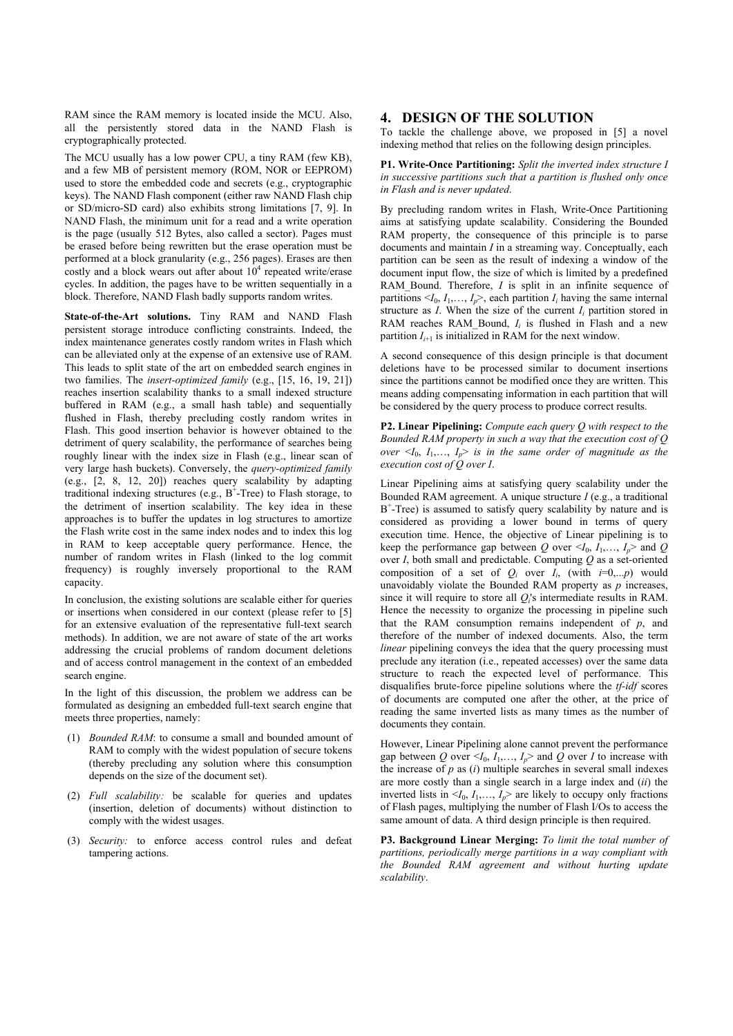RAM since the RAM memory is located inside the MCU. Also, all the persistently stored data in the NAND Flash is cryptographically protected.

The MCU usually has a low power CPU, a tiny RAM (few KB), and a few MB of persistent memory (ROM, NOR or EEPROM) used to store the embedded code and secrets (e.g., cryptographic keys). The NAND Flash component (either raw NAND Flash chip or SD/micro-SD card) also exhibits strong limitations [7, 9]. In NAND Flash, the minimum unit for a read and a write operation is the page (usually 512 Bytes, also called a sector). Pages must be erased before being rewritten but the erase operation must be performed at a block granularity (e.g., 256 pages). Erases are then costly and a block wears out after about $10^4$ repeated write/erase cycles. In addition, the pages have to be written sequentially in a block. Therefore, NAND Flash badly supports random writes.

**State-of-the-Art solutions.** Tiny RAM and NAND Flash persistent storage introduce conflicting constraints. Indeed, the index maintenance generates costly random writes in Flash which can be alleviated only at the expense of an extensive use of RAM. This leads to split state of the art on embedded search engines in two families. The *insert-optimized family* (e.g., [15, 16, 19, 21]) reaches insertion scalability thanks to a small indexed structure buffered in RAM (e.g., a small hash table) and sequentially flushed in Flash, thereby precluding costly random writes in Flash. This good insertion behavior is however obtained to the detriment of query scalability, the performance of searches being roughly linear with the index size in Flash (e.g., linear scan of very large hash buckets). Conversely, the *query-optimized family* (e.g., [2, 8, 12, 20]) reaches query scalability by adapting traditional indexing structures (e.g., $B^+$-Tree) to Flash storage, to the detriment of insertion scalability. The key idea in these approaches is to buffer the updates in log structures to amortize the Flash write cost in the same index nodes and to index this log in RAM to keep acceptable query performance. Hence, the number of random writes in Flash (linked to the log commit frequency) is roughly inversely proportional to the RAM capacity.

In conclusion, the existing solutions are scalable either for queries or insertions when considered in our context (please refer to [5] for an extensive evaluation of the representative full-text search methods). In addition, we are not aware of state of the art works addressing the crucial problems of random document deletions and of access control management in the context of an embedded search engine.

In the light of this discussion, the problem we address can be formulated as designing an embedded full-text search engine that meets three properties, namely:

(1) *Bounded RAM*: to consume a small and bounded amount of RAM to comply with the widest population of secure tokens (thereby precluding any solution where this consumption depends on the size of the document set).

(2) *Full scalability:* be scalable for queries and updates (insertion, deletion of documents) without distinction to comply with the widest usages.

(3) *Security:* to enforce access control rules and defeat tampering actions.

## 4. DESIGN OF THE SOLUTION

To tackle the challenge above, we proposed in [5] a novel indexing method that relies on the following design principles.

**P1. Write-Once Partitioning:** *Split the inverted index structure I in successive partitions such that a partition is flushed only once in Flash and is never updated.*

By precluding random writes in Flash, Write-Once Partitioning aims at satisfying update scalability. Considering the Bounded RAM property, the consequence of this principle is to parse documents and maintain *I* in a streaming way. Conceptually, each partition can be seen as the result of indexing a window of the document input flow, the size of which is limited by a predefined RAM_Bound. Therefore, *I* is split in an infinite sequence of partitions $<I_0, I_1,\ldots, I_p>$, each partition $I_i$ having the same internal structure as *I*. When the size of the current $I_i$ partition stored in RAM reaches RAM_Bound, $I_i$ is flushed in Flash and a new partition $I_{i+1}$ is initialized in RAM for the next window.

A second consequence of this design principle is that document deletions have to be processed similar to document insertions since the partitions cannot be modified once they are written. This means adding compensating information in each partition that will be considered by the query process to produce correct results.

**P2. Linear Pipelining:** *Compute each query Q with respect to the Bounded RAM property in such a way that the execution cost of Q over $<I_0, I_1,\ldots, I_p>$ is in the same order of magnitude as the execution cost of Q over I.*

Linear Pipelining aims at satisfying query scalability under the Bounded RAM agreement. A unique structure *I* (e.g., a traditional $B^+$-Tree) is assumed to satisfy query scalability by nature and is considered as providing a lower bound in terms of query execution time. Hence, the objective of Linear pipelining is to keep the performance gap between *Q* over $<I_0, I_1,\ldots, I_p>$ and *Q* over *I*, both small and predictable. Computing *Q* as a set-oriented composition of a set of $Q_i$ over $I_i$, (with $i$=0,...$p$) would unavoidably violate the Bounded RAM property as *p* increases, since it will require to store all $Q_i$'s intermediate results in RAM. Hence the necessity to organize the processing in pipeline such that the RAM consumption remains independent of *p*, and therefore of the number of indexed documents. Also, the term *linear* pipelining conveys the idea that the query processing must preclude any iteration (i.e., repeated accesses) over the same data structure to reach the expected level of performance. This disqualifies brute-force pipeline solutions where the *tf-idf* scores of documents are computed one after the other, at the price of reading the same inverted lists as many times as the number of documents they contain.

However, Linear Pipelining alone cannot prevent the performance gap between *Q* over $<I_0, I_1,\ldots, I_p>$ and *Q* over *I* to increase with the increase of *p* as (*i*) multiple searches in several small indexes are more costly than a single search in a large index and (*ii*) the inverted lists in $<I_0, I_1,\ldots, I_p>$ are likely to occupy only fractions of Flash pages, multiplying the number of Flash I/Os to access the same amount of data. A third design principle is then required.

**P3. Background Linear Merging:** *To limit the total number of partitions, periodically merge partitions in a way compliant with the Bounded RAM agreement and without hurting update scalability*.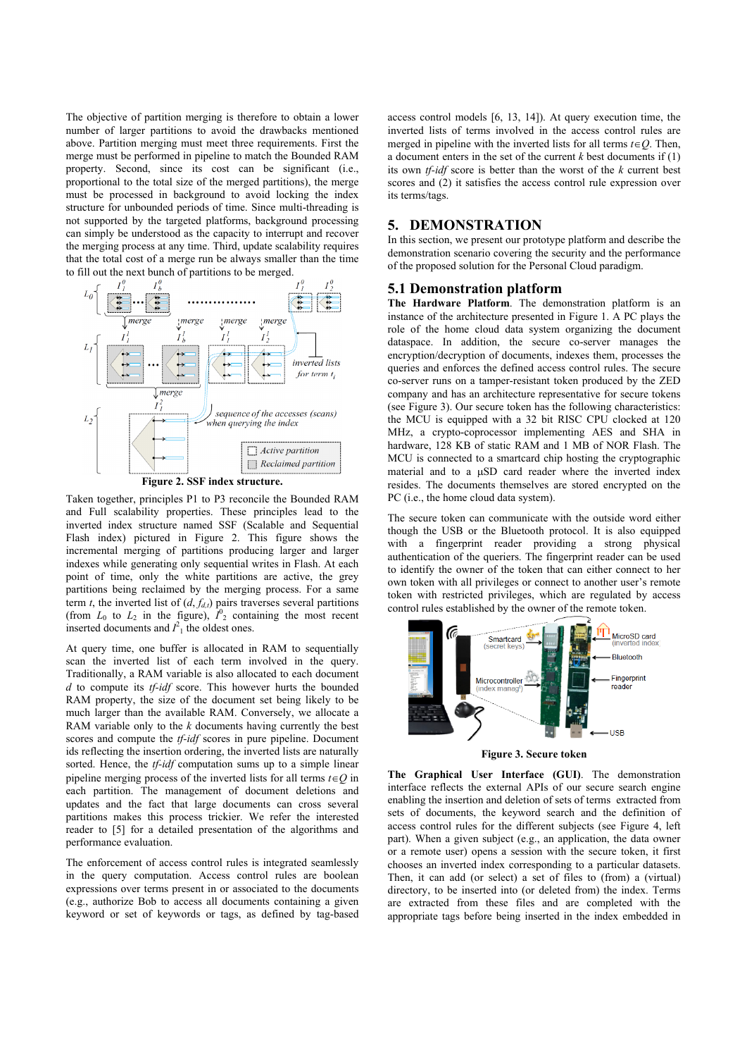The objective of partition merging is therefore to obtain a lower number of larger partitions to avoid the drawbacks mentioned above. Partition merging must meet three requirements. First the merge must be performed in pipeline to match the Bounded RAM property. Second, since its cost can be significant (i.e., proportional to the total size of the merged partitions), the merge must be processed in background to avoid locking the index structure for unbounded periods of time. Since multi-threading is not supported by the targeted platforms, background processing can simply be understood as the capacity to interrupt and recover the merging process at any time. Third, update scalability requires that the total cost of a merge run be always smaller than the time to fill out the next bunch of partitions to be merged.

**Figure 2. SSF index structure.**

Taken together, principles P1 to P3 reconcile the Bounded RAM and Full scalability properties. These principles lead to the inverted index structure named SSF (Scalable and Sequential Flash index) pictured in Figure 2. This figure shows the incremental merging of partitions producing larger and larger indexes while generating only sequential writes in Flash. At each point of time, only the white partitions are active, the grey partitions being reclaimed by the merging process. For a same term $t$, the inverted list of $(d, f_{d,t})$ pairs traverses several partitions (from $L_0$ to $L_2$ in the figure), $I^0_2$ containing the most recent inserted documents and $I^2_1$ the oldest ones.

At query time, one buffer is allocated in RAM to sequentially scan the inverted list of each term involved in the query. Traditionally, a RAM variable is also allocated to each document $d$ to compute its *tf-idf* score. This however hurts the bounded RAM property, the size of the document set being likely to be much larger than the available RAM. Conversely, we allocate a RAM variable only to the $k$ documents having currently the best scores and compute the *tf-idf* scores in pure pipeline. Document ids reflecting the insertion ordering, the inverted lists are naturally sorted. Hence, the *tf-idf* computation sums up to a simple linear pipeline merging process of the inverted lists for all terms $t \in Q$ in each partition. The management of document deletions and updates and the fact that large documents can cross several partitions makes this process trickier. We refer the interested reader to [5] for a detailed presentation of the algorithms and performance evaluation.

The enforcement of access control rules is integrated seamlessly in the query computation. Access control rules are boolean expressions over terms present in or associated to the documents (e.g., authorize Bob to access all documents containing a given keyword or set of keywords or tags, as defined by tag-based access control models [6, 13, 14]). At query execution time, the inverted lists of terms involved in the access control rules are merged in pipeline with the inverted lists for all terms $t \in Q$. Then, a document enters in the set of the current $k$ best documents if (1) its own *tf-idf* score is better than the worst of the $k$ current best scores and (2) it satisfies the access control rule expression over its terms/tags.

# 5. DEMONSTRATION

In this section, we present our prototype platform and describe the demonstration scenario covering the security and the performance of the proposed solution for the Personal Cloud paradigm.

## 5.1 Demonstration platform

**The Hardware Platform**. The demonstration platform is an instance of the architecture presented in Figure 1. A PC plays the role of the home cloud data system organizing the document dataspace. In addition, the secure co-server manages the encryption/decryption of documents, indexes them, processes the queries and enforces the defined access control rules. The secure co-server runs on a tamper-resistant token produced by the ZED company and has an architecture representative for secure tokens (see Figure 3). Our secure token has the following characteristics: the MCU is equipped with a 32 bit RISC CPU clocked at 120 MHz, a crypto-coprocessor implementing AES and SHA in hardware, 128 KB of static RAM and 1 MB of NOR Flash. The MCU is connected to a smartcard chip hosting the cryptographic material and to a µSD card reader where the inverted index resides. The documents themselves are stored encrypted on the PC (i.e., the home cloud data system).

The secure token can communicate with the outside word either though the USB or the Bluetooth protocol. It is also equipped with a fingerprint reader providing a strong physical authentication of the queriers. The fingerprint reader can be used to identify the owner of the token that can either connect to her own token with all privileges or connect to another user's remote token with restricted privileges, which are regulated by access control rules established by the owner of the remote token.

**Figure 3. Secure token**

**The Graphical User Interface (GUI)**. The demonstration interface reflects the external APIs of our secure search engine enabling the insertion and deletion of sets of terms extracted from sets of documents, the keyword search and the definition of access control rules for the different subjects (see Figure 4, left part). When a given subject (e.g., an application, the data owner or a remote user) opens a session with the secure token, it first chooses an inverted index corresponding to a particular datasets. Then, it can add (or select) a set of files to (from) a (virtual) directory, to be inserted into (or deleted from) the index. Terms are extracted from these files and are completed with the appropriate tags before being inserted in the index embedded in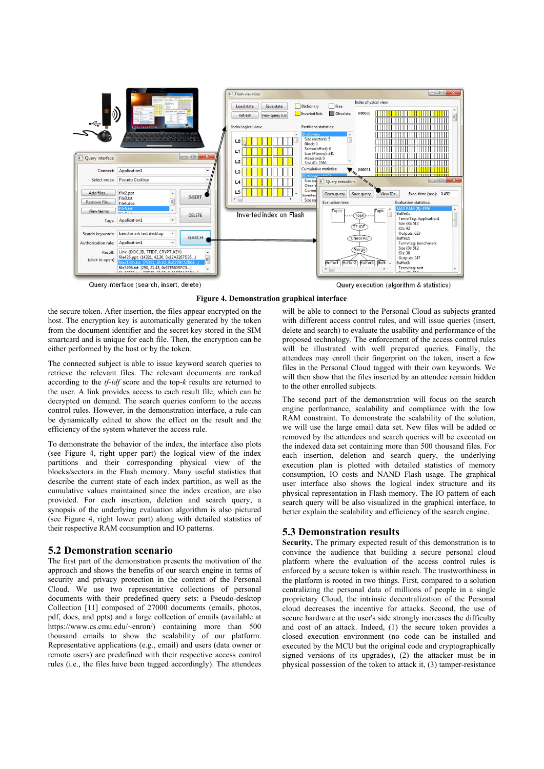Figure 4. Demonstration graphical interface

the secure token. After insertion, the files appear encrypted on the host. The encryption key is automatically generated by the token from the document identifier and the secret key stored in the SIM smartcard and is unique for each file. Then, the encryption can be either performed by the host or by the token.

The connected subject is able to issue keyword search queries to retrieve the relevant files. The relevant documents are ranked according to the *tf-idf* score and the top-*k* results are returned to the user. A link provides access to each result file, which can be decrypted on demand. The search queries conform to the access control rules. However, in the demonstration interface, a rule can be dynamically edited to show the effect on the result and the efficiency of the system whatever the access rule.

To demonstrate the behavior of the index, the interface also plots (see Figure 4, right upper part) the logical view of the index partitions and their corresponding physical view of the blocks/sectors in the Flash memory. Many useful statistics that describe the current state of each index partition, as well as the cumulative values maintained since the index creation, are also provided. For each insertion, deletion and search query, a synopsis of the underlying evaluation algorithm is also pictured (see Figure 4, right lower part) along with detailed statistics of their respective RAM consumption and IO patterns.

## 5.2 Demonstration scenario

The first part of the demonstration presents the motivation of the approach and shows the benefits of our search engine in terms of security and privacy protection in the context of the Personal Cloud. We use two representative collections of personal documents with their predefined query sets: a Pseudo-desktop Collection [11] composed of 27000 documents (emails, photos, pdf, docs, and ppts) and a large collection of emails (available at https://www.cs.cmu.edu/~enron/) containing more than 500 thousand emails to show the scalability of our platform. Representative applications (e.g., email) and users (data owner or remote users) are predefined with their respective access control rules (i.e., the files have been tagged accordingly). The attendees will be able to connect to the Personal Cloud as subjects granted with different access control rules, and will issue queries (insert, delete and search) to evaluate the usability and performance of the proposed technology. The enforcement of the access control rules will be illustrated with well prepared queries. Finally, the attendees may enroll their fingerprint on the token, insert a few files in the Personal Cloud tagged with their own keywords. We will then show that the files inserted by an attendee remain hidden to the other enrolled subjects.

The second part of the demonstration will focus on the search engine performance, scalability and compliance with the low RAM constraint. To demonstrate the scalability of the solution, we will use the large email data set. New files will be added or removed by the attendees and search queries will be executed on the indexed data set containing more than 500 thousand files. For each insertion, deletion and search query, the underlying execution plan is plotted with detailed statistics of memory consumption, IO costs and NAND Flash usage. The graphical user interface also shows the logical index structure and its physical representation in Flash memory. The IO pattern of each search query will be also visualized in the graphical interface, to better explain the scalability and efficiency of the search engine.

## 5.3 Demonstration results

**Security.** The primary expected result of this demonstration is to convince the audience that building a secure personal cloud platform where the evaluation of the access control rules is enforced by a secure token is within reach. The trustworthiness in the platform is rooted in two things. First, compared to a solution centralizing the personal data of millions of people in a single proprietary Cloud, the intrinsic decentralization of the Personal cloud decreases the incentive for attacks. Second, the use of secure hardware at the user's side strongly increases the difficulty and cost of an attack. Indeed, (1) the secure token provides a closed execution environment (no code can be installed and executed by the MCU but the original code and cryptographically signed versions of its upgrades), (2) the attacker must be in physical possession of the token to attack it, (3) tamper-resistance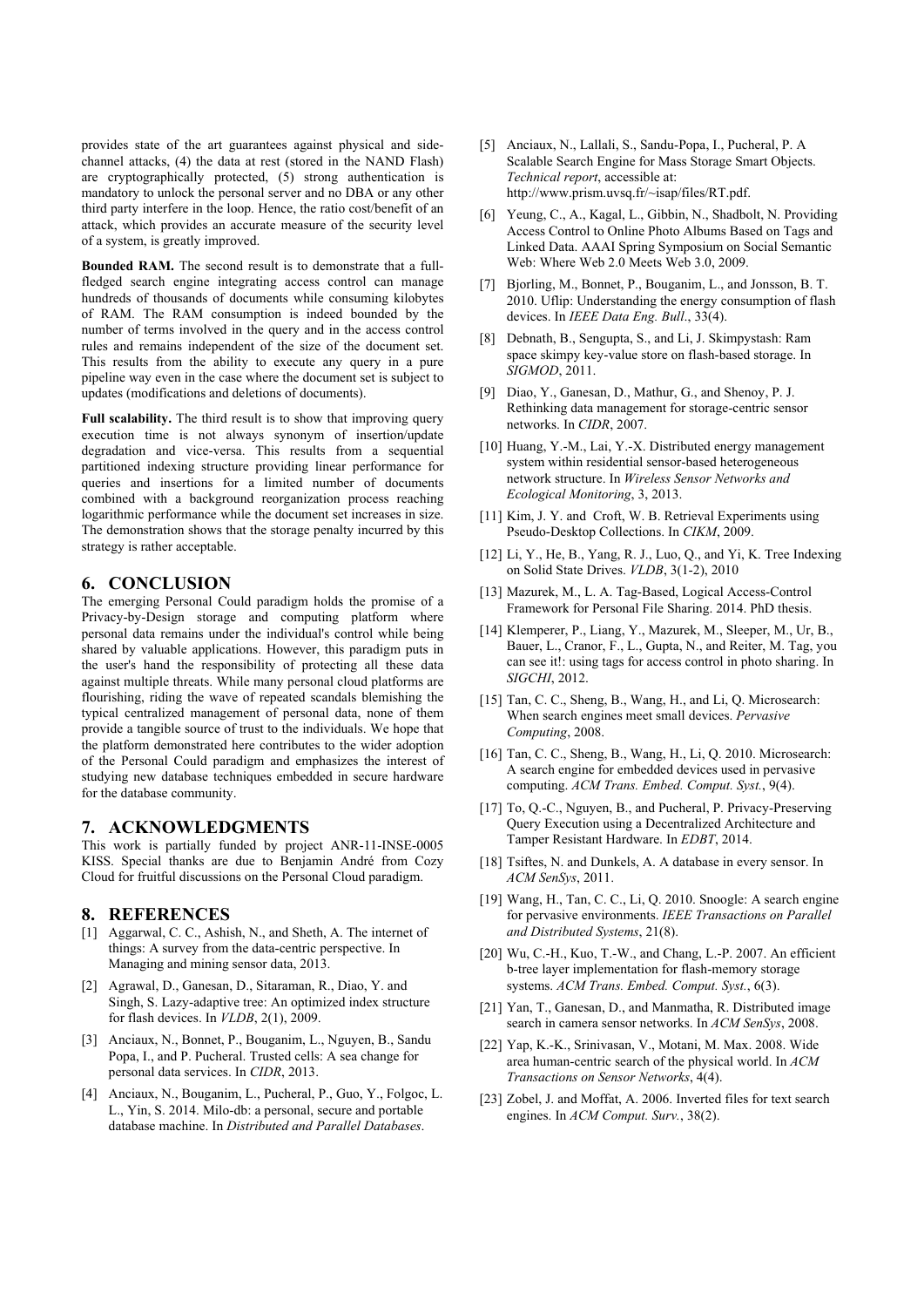provides state of the art guarantees against physical and side-channel attacks, (4) the data at rest (stored in the NAND Flash) are cryptographically protected, (5) strong authentication is mandatory to unlock the personal server and no DBA or any other third party interfere in the loop. Hence, the ratio cost/benefit of an attack, which provides an accurate measure of the security level of a system, is greatly improved.

**Bounded RAM.** The second result is to demonstrate that a full-fledged search engine integrating access control can manage hundreds of thousands of documents while consuming kilobytes of RAM. The RAM consumption is indeed bounded by the number of terms involved in the query and in the access control rules and remains independent of the size of the document set. This results from the ability to execute any query in a pure pipeline way even in the case where the document set is subject to updates (modifications and deletions of documents).

**Full scalability.** The third result is to show that improving query execution time is not always synonym of insertion/update degradation and vice-versa. This results from a sequential partitioned indexing structure providing linear performance for queries and insertions for a limited number of documents combined with a background reorganization process reaching logarithmic performance while the document set increases in size. The demonstration shows that the storage penalty incurred by this strategy is rather acceptable.

## 6. CONCLUSION

The emerging Personal Could paradigm holds the promise of a Privacy-by-Design storage and computing platform where personal data remains under the individual's control while being shared by valuable applications. However, this paradigm puts in the user's hand the responsibility of protecting all these data against multiple threats. While many personal cloud platforms are flourishing, riding the wave of repeated scandals blemishing the typical centralized management of personal data, none of them provide a tangible source of trust to the individuals. We hope that the platform demonstrated here contributes to the wider adoption of the Personal Could paradigm and emphasizes the interest of studying new database techniques embedded in secure hardware for the database community.

## 7. ACKNOWLEDGMENTS

This work is partially funded by project ANR-11-INSE-0005 KISS. Special thanks are due to Benjamin André from Cozy Cloud for fruitful discussions on the Personal Cloud paradigm.

## 8. REFERENCES

[1] Aggarwal, C. C., Ashish, N., and Sheth, A. The internet of things: A survey from the data-centric perspective. In Managing and mining sensor data, 2013.

[2] Agrawal, D., Ganesan, D., Sitaraman, R., Diao, Y. and Singh, S. Lazy-adaptive tree: An optimized index structure for flash devices. In *VLDB*, 2(1), 2009.

[3] Anciaux, N., Bonnet, P., Bouganim, L., Nguyen, B., Sandu Popa, I., and P. Pucheral. Trusted cells: A sea change for personal data services. In *CIDR*, 2013.

[4] Anciaux, N., Bouganim, L., Pucheral, P., Guo, Y., Folgoc, L. L., Yin, S. 2014. Milo-db: a personal, secure and portable database machine. In *Distributed and Parallel Databases*.

[5] Anciaux, N., Lallali, S., Sandu-Popa, I., Pucheral, P. A Scalable Search Engine for Mass Storage Smart Objects. *Technical report*, accessible at: http://www.prism.uvsq.fr/~isap/files/RT.pdf.

[6] Yeung, C., A., Kagal, L., Gibbin, N., Shadbolt, N. Providing Access Control to Online Photo Albums Based on Tags and Linked Data. AAAI Spring Symposium on Social Semantic Web: Where Web 2.0 Meets Web 3.0, 2009.

[7] Bjorling, M., Bonnet, P., Bouganim, L., and Jonsson, B. T. 2010. Uflip: Understanding the energy consumption of flash devices. In *IEEE Data Eng. Bull*., 33(4).

[8] Debnath, B., Sengupta, S., and Li, J. Skimpystash: Ram space skimpy key-value store on flash-based storage. In *SIGMOD*, 2011.

[9] Diao, Y., Ganesan, D., Mathur, G., and Shenoy, P. J. Rethinking data management for storage-centric sensor networks. In *CIDR*, 2007.

[10] Huang, Y.-M., Lai, Y.-X. Distributed energy management system within residential sensor-based heterogeneous network structure. In *Wireless Sensor Networks and Ecological Monitoring*, 3, 2013.

[11] Kim, J. Y. and Croft, W. B. Retrieval Experiments using Pseudo-Desktop Collections. In *CIKM*, 2009.

[12] Li, Y., He, B., Yang, R. J., Luo, Q., and Yi, K. Tree Indexing on Solid State Drives. *VLDB*, 3(1-2), 2010

[13] Mazurek, M., L. A. Tag-Based, Logical Access-Control Framework for Personal File Sharing. 2014. PhD thesis.

[14] Klemperer, P., Liang, Y., Mazurek, M., Sleeper, M., Ur, B., Bauer, L., Cranor, F., L., Gupta, N., and Reiter, M. Tag, you can see it!: using tags for access control in photo sharing. In *SIGCHI*, 2012.

[15] Tan, C. C., Sheng, B., Wang, H., and Li, Q. Microsearch: When search engines meet small devices. *Pervasive Computing*, 2008.

[16] Tan, C. C., Sheng, B., Wang, H., Li, Q. 2010. Microsearch: A search engine for embedded devices used in pervasive computing. *ACM Trans. Embed. Comput. Syst.*, 9(4).

[17] To, Q.-C., Nguyen, B., and Pucheral, P. Privacy-Preserving Query Execution using a Decentralized Architecture and Tamper Resistant Hardware. In *EDBT*, 2014.

[18] Tsiftes, N. and Dunkels, A. A database in every sensor. In *ACM SenSys*, 2011.

[19] Wang, H., Tan, C. C., Li, Q. 2010. Snoogle: A search engine for pervasive environments. *IEEE Transactions on Parallel and Distributed Systems*, 21(8).

[20] Wu, C.-H., Kuo, T.-W., and Chang, L.-P. 2007. An efficient b-tree layer implementation for flash-memory storage systems. *ACM Trans. Embed. Comput. Syst.*, 6(3).

[21] Yan, T., Ganesan, D., and Manmatha, R. Distributed image search in camera sensor networks. In *ACM SenSys*, 2008.

[22] Yap, K.-K., Srinivasan, V., Motani, M. Max. 2008. Wide area human-centric search of the physical world. In *ACM Transactions on Sensor Networks*, 4(4).

[23] Zobel, J. and Moffat, A. 2006. Inverted files for text search engines. In *ACM Comput. Surv.*, 38(2).